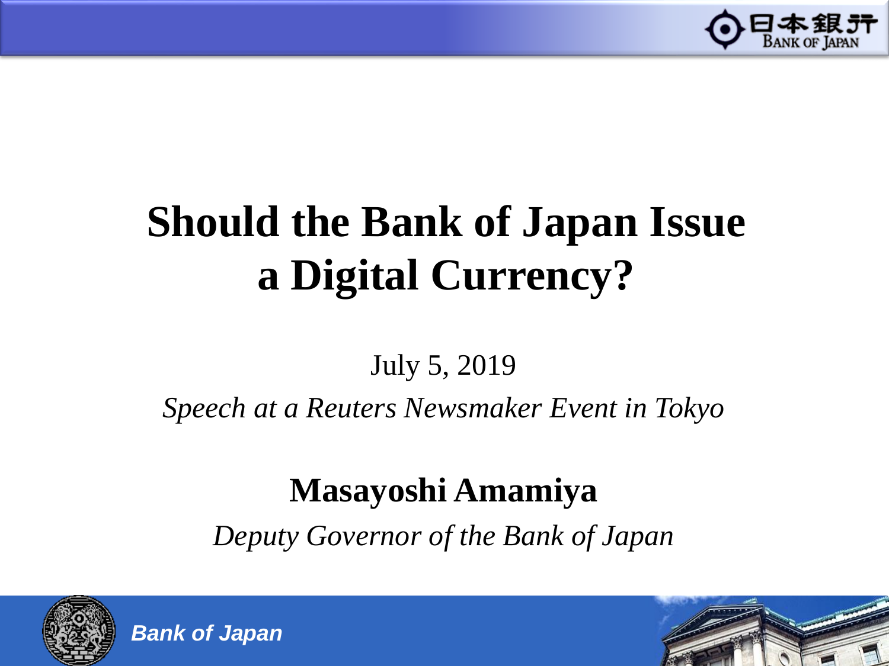# Should the Bank of Japan Issue a Digital Currency?

July 5, 2019

*Speech at a Reuters Newsmaker Event in Tokyo*

**Masayoshi Amamiya**

*Deputy Governor of the Bank of Japan*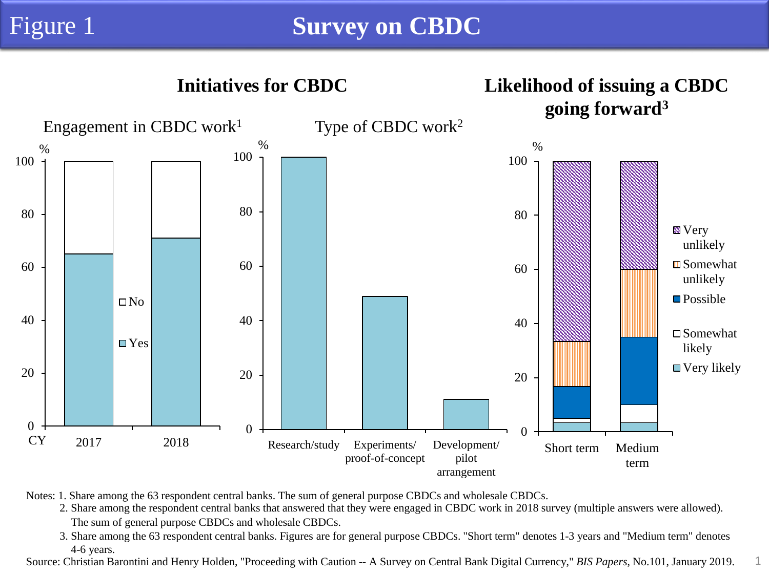# Figure 1 Survey on CBDC

## Initiatives for CBDC

### Engagement in CBDC work[1]

%

| CY | 2017 | 2018 |
|---|---|---|
| Yes | 65 | 71 |
| No | 35 | 29 |

### Type of CBDC work[2]

%

| Research/study | Experiments/ proof-of-concept | Development/ pilot arrangement |
|---|---|---|
| 100 | 49 | 11 |

## Likelihood of issuing a CBDC going forward[3]

%

Short term, Medium term

Very unlikely; Somewhat unlikely; Possible; Somewhat likely; Very likely

Notes: 1. Share among the 63 respondent central banks. The sum of general purpose CBDCs and wholesale CBDCs.
2. Share among the respondent central banks that answered that they were engaged in CBDC work in 2018 survey (multiple answers were allowed). The sum of general purpose CBDCs and wholesale CBDCs.
3. Share among the 63 respondent central banks. Figures are for general purpose CBDCs. "Short term" denotes 1-3 years and "Medium term" denotes 4-6 years.

Source: Christian Barontini and Henry Holden, "Proceeding with Caution -- A Survey on Central Bank Digital Currency," *BIS Papers*, No.101, January 2019.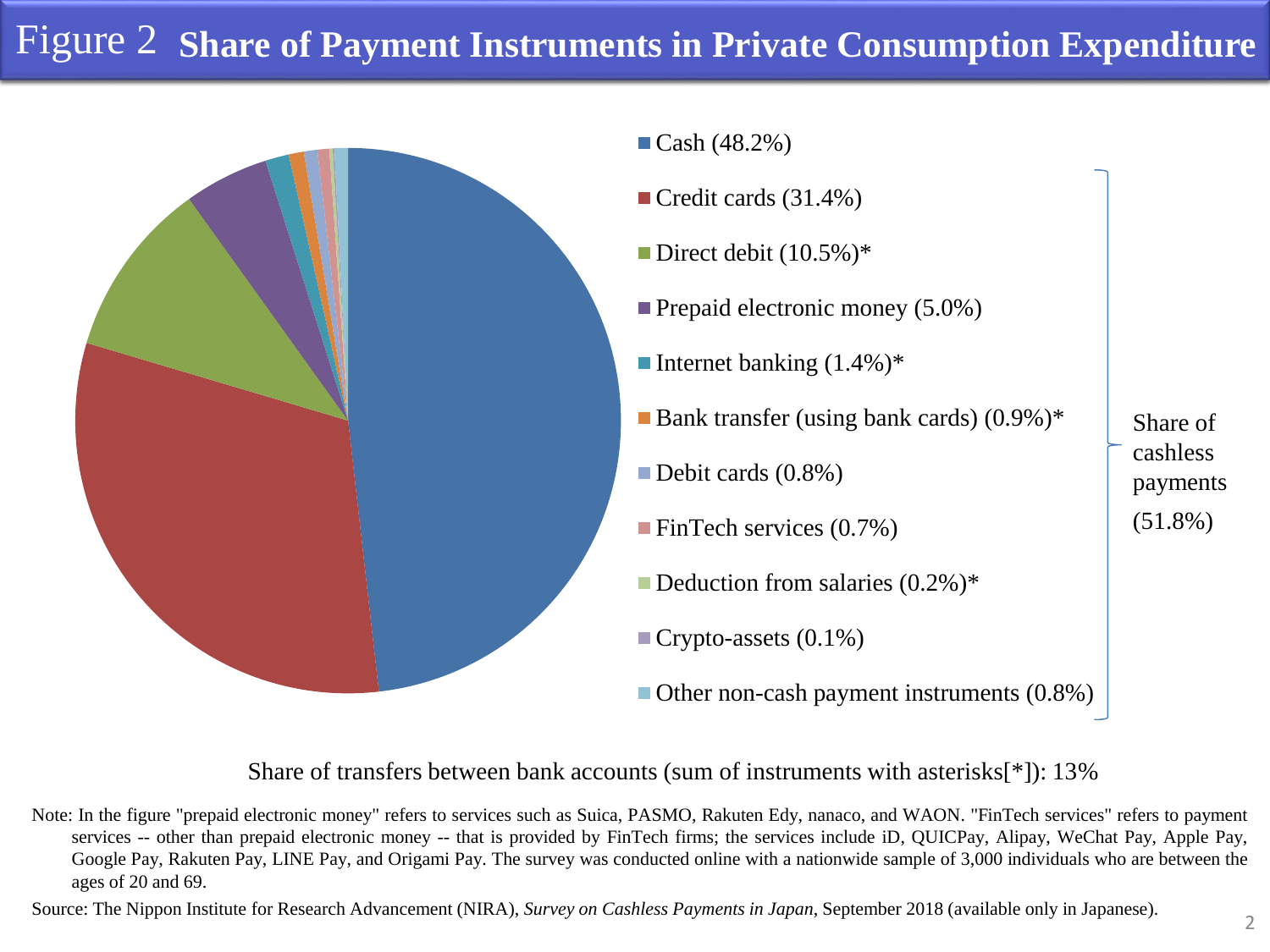# Figure 2 Share of Payment Instruments in Private Consumption Expenditure

- Cash (48.2%)
- Credit cards (31.4%)
- Direct debit (10.5%)*
- Prepaid electronic money (5.0%)
- Internet banking (1.4%)*
- Bank transfer (using bank cards) (0.9%)*
- Debit cards (0.8%)
- FinTech services (0.7%)
- Deduction from salaries (0.2%)*
- Crypto-assets (0.1%)
- Other non-cash payment instruments (0.8%)

Share of cashless payments (51.8%)

Share of transfers between bank accounts (sum of instruments with asterisks[*]): 13%

Note: In the figure "prepaid electronic money" refers to services such as Suica, PASMO, Rakuten Edy, nanaco, and WAON. "FinTech services" refers to payment services -- other than prepaid electronic money -- that is provided by FinTech firms; the services include iD, QUICPay, Alipay, WeChat Pay, Apple Pay, Google Pay, Rakuten Pay, LINE Pay, and Origami Pay. The survey was conducted online with a nationwide sample of 3,000 individuals who are between the ages of 20 and 69.

Source: The Nippon Institute for Research Advancement (NIRA), *Survey on Cashless Payments in Japan*, September 2018 (available only in Japanese).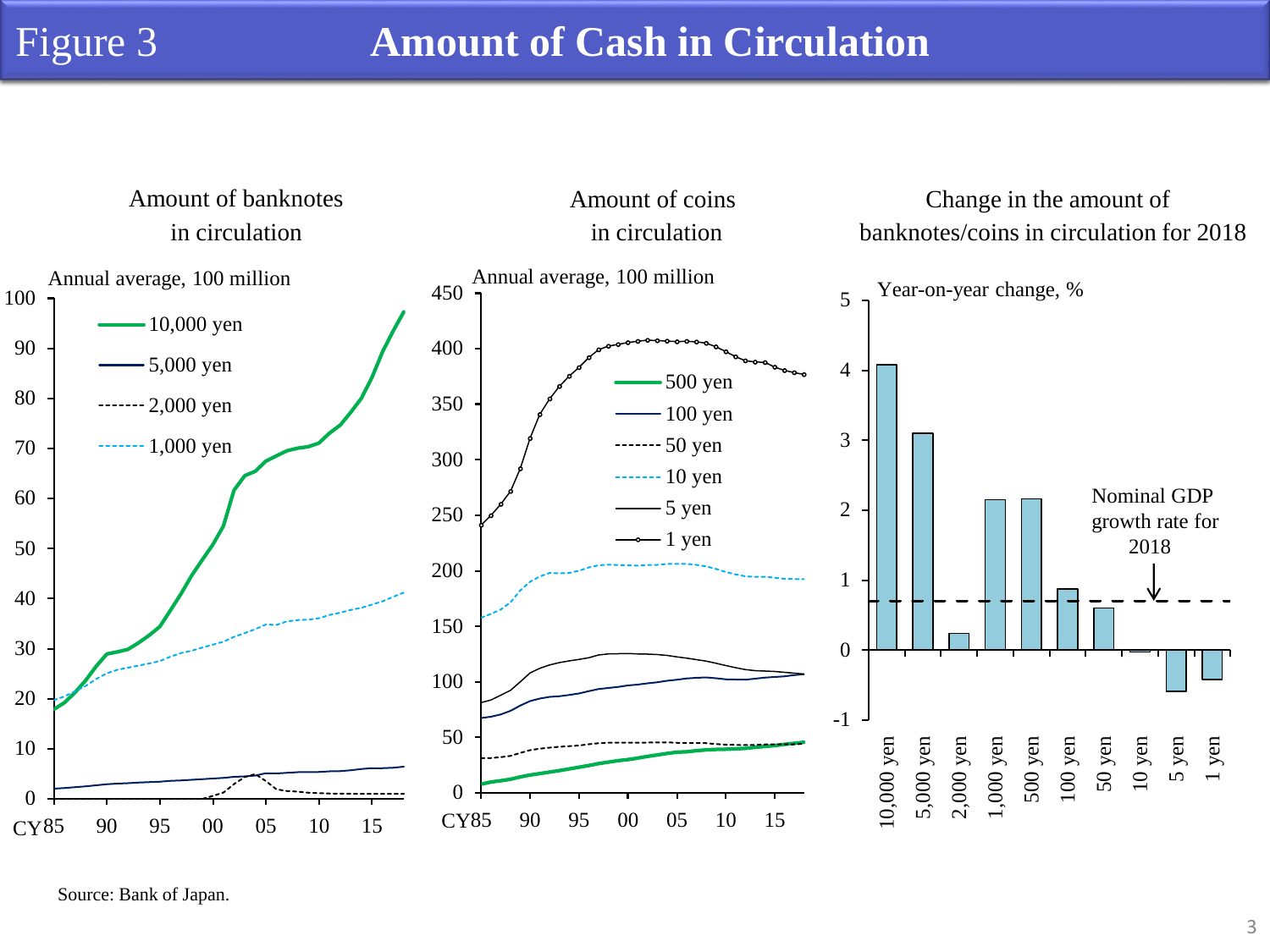# Figure 3 Amount of Cash in Circulation

Amount of banknotes in circulation

Annual average, 100 million

- 10,000 yen
- 5,000 yen
- 2,000 yen
- 1,000 yen

Amount of coins in circulation

Annual average, 100 million

- 500 yen
- 100 yen
- 50 yen
- 10 yen
- 5 yen
- 1 yen

Change in the amount of banknotes/coins in circulation for 2018

Year-on-year change, %

Nominal GDP growth rate for 2018

Source: Bank of Japan.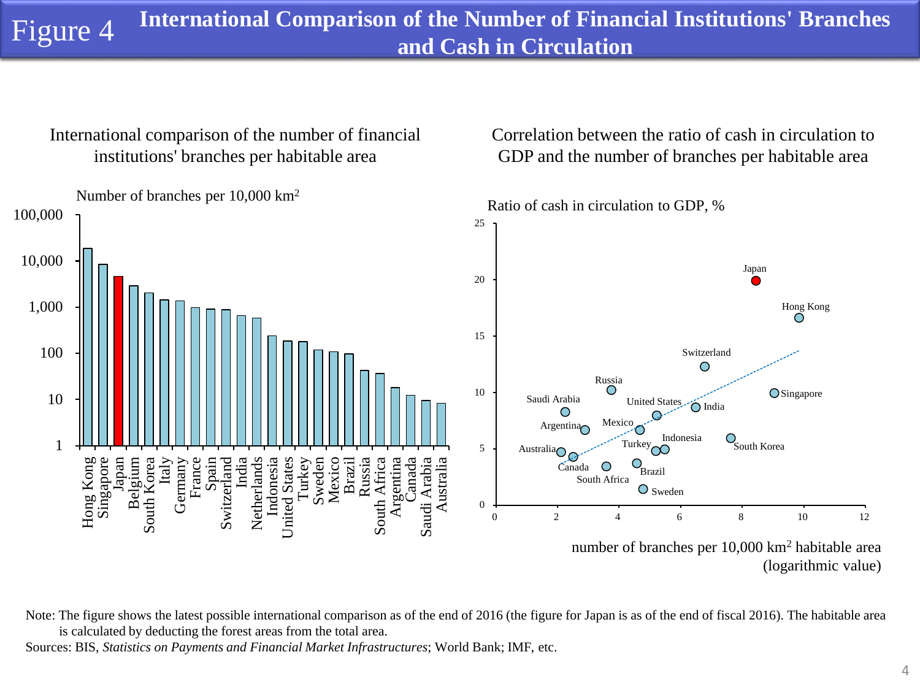# Figure 4 International Comparison of the Number of Financial Institutions' Branches and Cash in Circulation

International comparison of the number of financial institutions' branches per habitable area

Number of branches per 10,000 km²

Correlation between the ratio of cash in circulation to GDP and the number of branches per habitable area

Ratio of cash in circulation to GDP, %

number of branches per 10,000 km² habitable area (logarithmic value)

Note: The figure shows the latest possible international comparison as of the end of 2016 (the figure for Japan is as of the end of fiscal 2016). The habitable area is calculated by deducting the forest areas from the total area.

Sources: BIS, *Statistics on Payments and Financial Market Infrastructures*; World Bank; IMF, etc.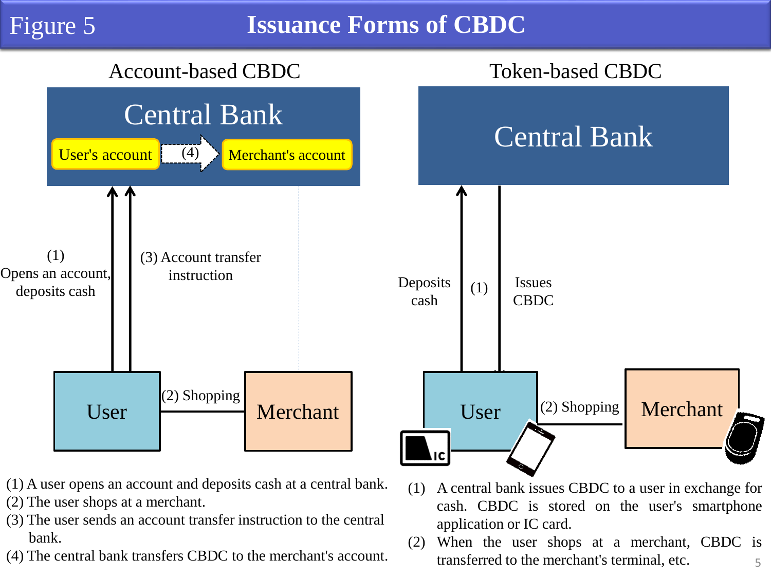# Figure 5 Issuance Forms of CBDC

## Account-based CBDC

Central Bank

User's account → (4) → Merchant's account

(1) Opens an account, deposits cash

(3) Account transfer instruction

User — (2) Shopping — Merchant

(1) A user opens an account and deposits cash at a central bank.
(2) The user shops at a merchant.
(3) The user sends an account transfer instruction to the central bank.
(4) The central bank transfers CBDC to the merchant's account.

## Token-based CBDC

Central Bank

Deposits cash (1) Issues CBDC

User — (2) Shopping — Merchant

(1) A central bank issues CBDC to a user in exchange for cash. CBDC is stored on the user's smartphone application or IC card.
(2) When the user shops at a merchant, CBDC is transferred to the merchant's terminal, etc.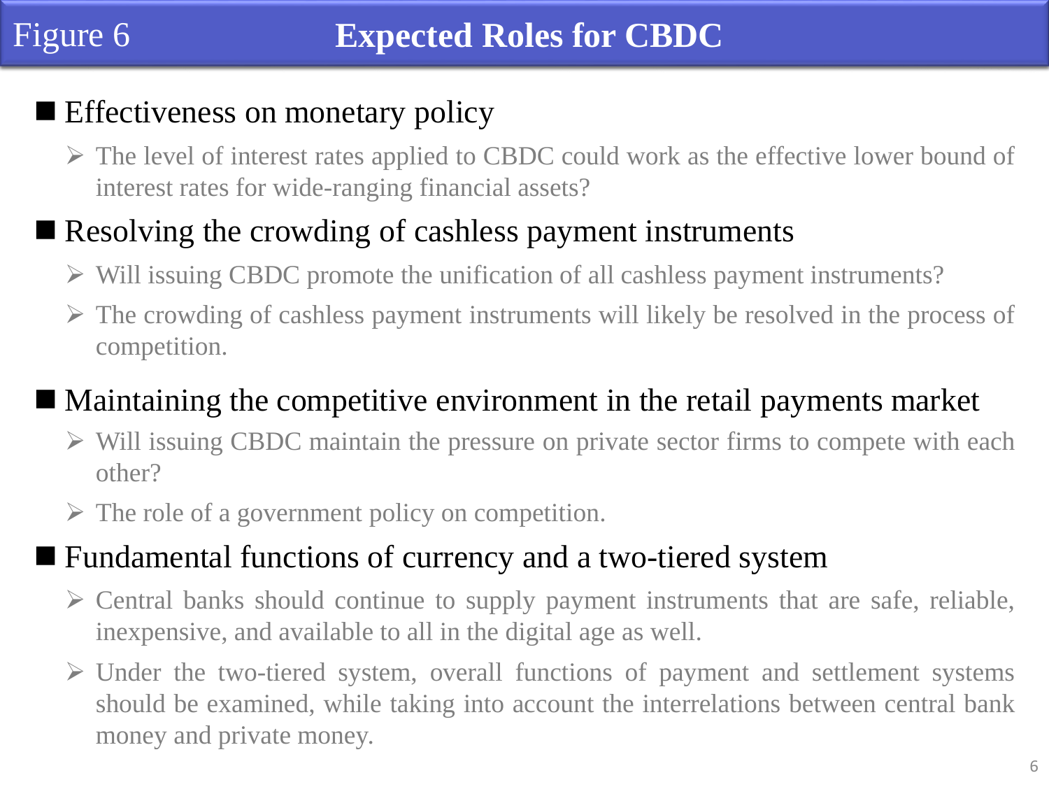# Figure 6 Expected Roles for CBDC

- **Effectiveness on monetary policy**
  - The level of interest rates applied to CBDC could work as the effective lower bound of interest rates for wide-ranging financial assets?
- **Resolving the crowding of cashless payment instruments**
  - Will issuing CBDC promote the unification of all cashless payment instruments?
  - The crowding of cashless payment instruments will likely be resolved in the process of competition.
- **Maintaining the competitive environment in the retail payments market**
  - Will issuing CBDC maintain the pressure on private sector firms to compete with each other?
  - The role of a government policy on competition.
- **Fundamental functions of currency and a two-tiered system**
  - Central banks should continue to supply payment instruments that are safe, reliable, inexpensive, and available to all in the digital age as well.
  - Under the two-tiered system, overall functions of payment and settlement systems should be examined, while taking into account the interrelations between central bank money and private money.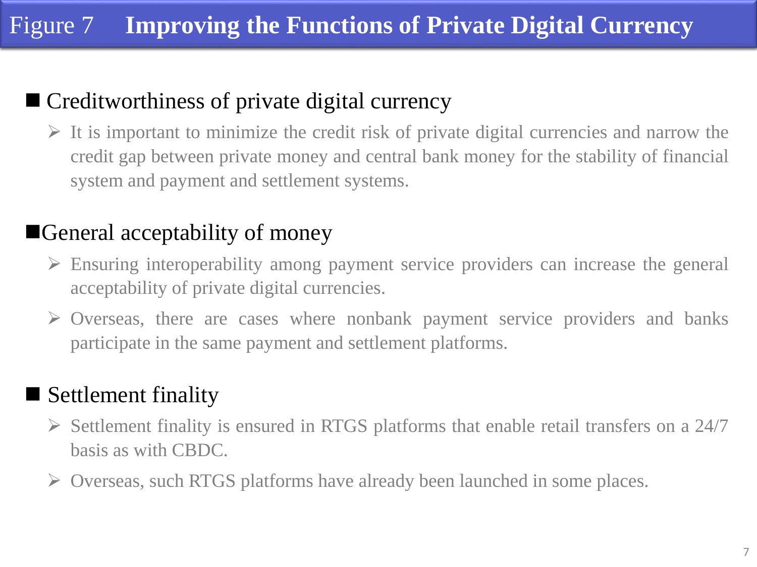# Figure 7 Improving the Functions of Private Digital Currency

## Creditworthiness of private digital currency

- It is important to minimize the credit risk of private digital currencies and narrow the credit gap between private money and central bank money for the stability of financial system and payment and settlement systems.

## General acceptability of money

- Ensuring interoperability among payment service providers can increase the general acceptability of private digital currencies.
- Overseas, there are cases where nonbank payment service providers and banks participate in the same payment and settlement platforms.

## Settlement finality

- Settlement finality is ensured in RTGS platforms that enable retail transfers on a 24/7 basis as with CBDC.
- Overseas, such RTGS platforms have already been launched in some places.